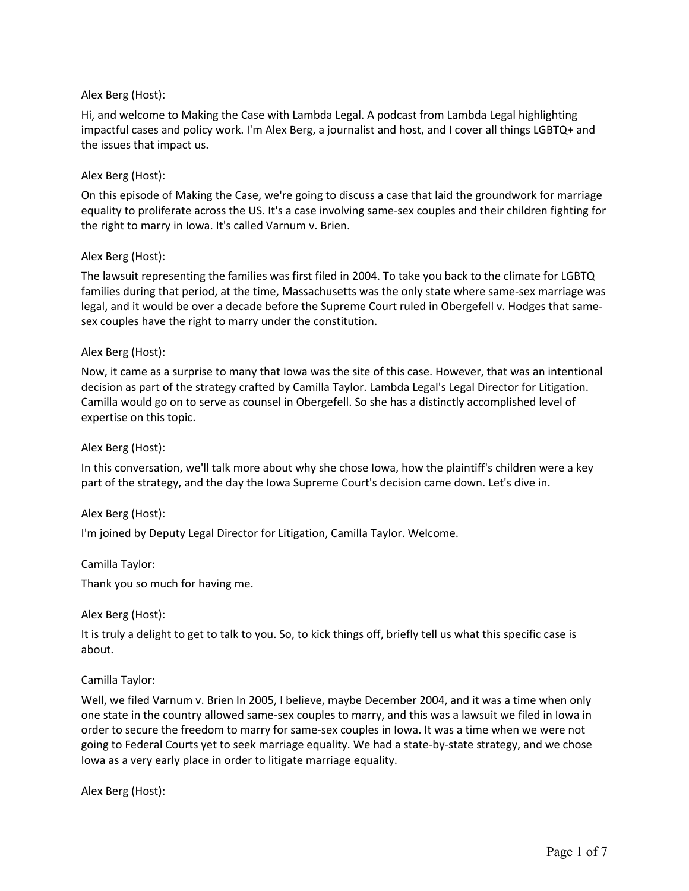Alex Berg (Host):

Hi, and welcome to Making the Case with Lambda Legal. A podcast from Lambda Legal highlighting impactful cases and policy work. I'm Alex Berg, a journalist and host, and I cover all things LGBTQ+ and the issues that impact us.

Alex Berg (Host):

On this episode of Making the Case, we're going to discuss a case that laid the groundwork for marriage equality to proliferate across the US. It's a case involving same-sex couples and their children fighting for the right to marry in Iowa. It's called Varnum v. Brien.

Alex Berg (Host):

The lawsuit representing the families was first filed in 2004. To take you back to the climate for LGBTQ families during that period, at the time, Massachusetts was the only state where same-sex marriage was legal, and it would be over a decade before the Supreme Court ruled in Obergefell v. Hodges that same-sex couples have the right to marry under the constitution.

Alex Berg (Host):

Now, it came as a surprise to many that Iowa was the site of this case. However, that was an intentional decision as part of the strategy crafted by Camilla Taylor. Lambda Legal's Legal Director for Litigation. Camilla would go on to serve as counsel in Obergefell. So she has a distinctly accomplished level of expertise on this topic.

Alex Berg (Host):

In this conversation, we'll talk more about why she chose Iowa, how the plaintiff's children were a key part of the strategy, and the day the Iowa Supreme Court's decision came down. Let's dive in.

Alex Berg (Host):

I'm joined by Deputy Legal Director for Litigation, Camilla Taylor. Welcome.

Camilla Taylor:

Thank you so much for having me.

Alex Berg (Host):

It is truly a delight to get to talk to you. So, to kick things off, briefly tell us what this specific case is about.

Camilla Taylor:

Well, we filed Varnum v. Brien In 2005, I believe, maybe December 2004, and it was a time when only one state in the country allowed same-sex couples to marry, and this was a lawsuit we filed in Iowa in order to secure the freedom to marry for same-sex couples in Iowa. It was a time when we were not going to Federal Courts yet to seek marriage equality. We had a state-by-state strategy, and we chose Iowa as a very early place in order to litigate marriage equality.

Alex Berg (Host):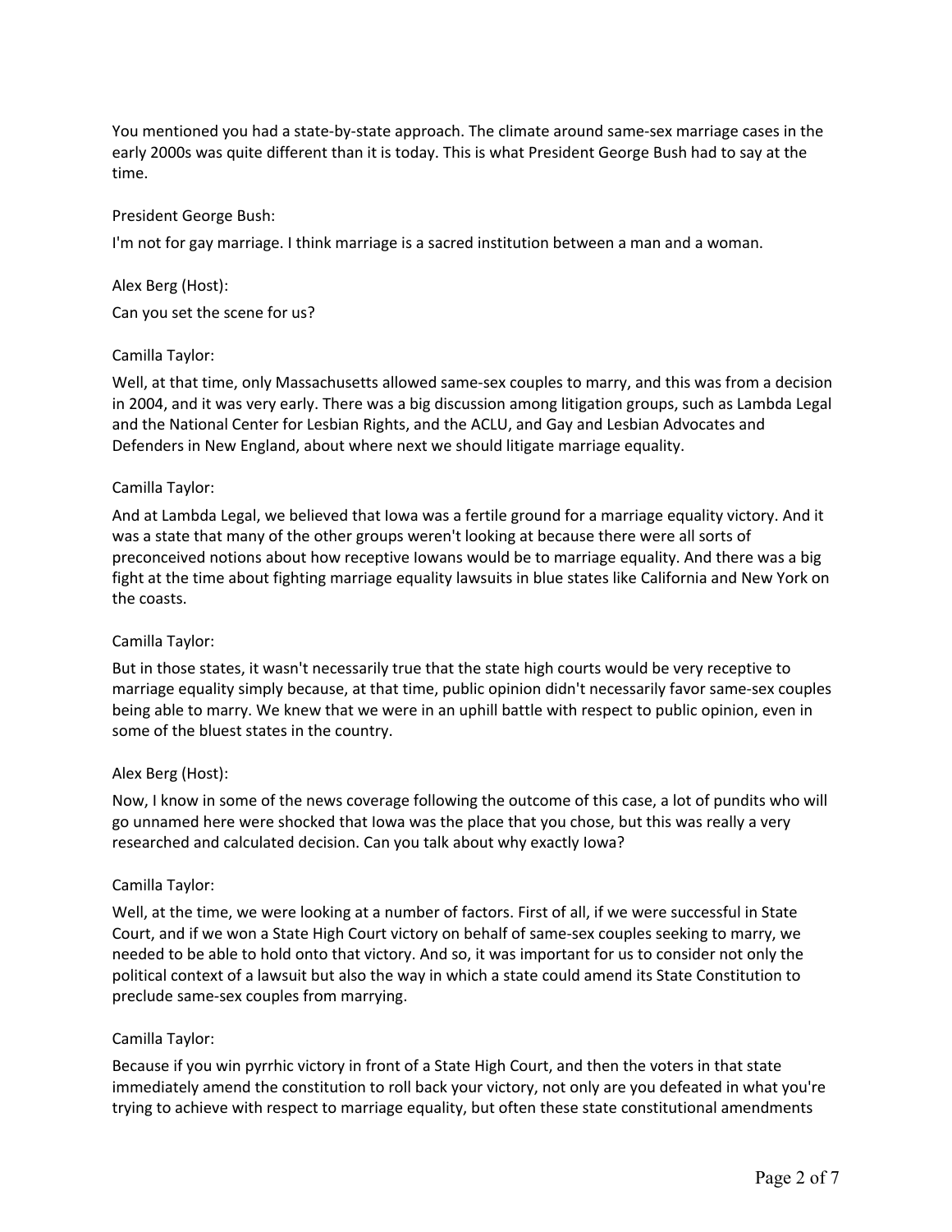You mentioned you had a state-by-state approach. The climate around same-sex marriage cases in the early 2000s was quite different than it is today. This is what President George Bush had to say at the time.

President George Bush:

I'm not for gay marriage. I think marriage is a sacred institution between a man and a woman.

Alex Berg (Host):

Can you set the scene for us?

Camilla Taylor:

Well, at that time, only Massachusetts allowed same-sex couples to marry, and this was from a decision in 2004, and it was very early. There was a big discussion among litigation groups, such as Lambda Legal and the National Center for Lesbian Rights, and the ACLU, and Gay and Lesbian Advocates and Defenders in New England, about where next we should litigate marriage equality.

Camilla Taylor:

And at Lambda Legal, we believed that Iowa was a fertile ground for a marriage equality victory. And it was a state that many of the other groups weren't looking at because there were all sorts of preconceived notions about how receptive Iowans would be to marriage equality. And there was a big fight at the time about fighting marriage equality lawsuits in blue states like California and New York on the coasts.

Camilla Taylor:

But in those states, it wasn't necessarily true that the state high courts would be very receptive to marriage equality simply because, at that time, public opinion didn't necessarily favor same-sex couples being able to marry. We knew that we were in an uphill battle with respect to public opinion, even in some of the bluest states in the country.

Alex Berg (Host):

Now, I know in some of the news coverage following the outcome of this case, a lot of pundits who will go unnamed here were shocked that Iowa was the place that you chose, but this was really a very researched and calculated decision. Can you talk about why exactly Iowa?

Camilla Taylor:

Well, at the time, we were looking at a number of factors. First of all, if we were successful in State Court, and if we won a State High Court victory on behalf of same-sex couples seeking to marry, we needed to be able to hold onto that victory. And so, it was important for us to consider not only the political context of a lawsuit but also the way in which a state could amend its State Constitution to preclude same-sex couples from marrying.

Camilla Taylor:

Because if you win pyrrhic victory in front of a State High Court, and then the voters in that state immediately amend the constitution to roll back your victory, not only are you defeated in what you're trying to achieve with respect to marriage equality, but often these state constitutional amendments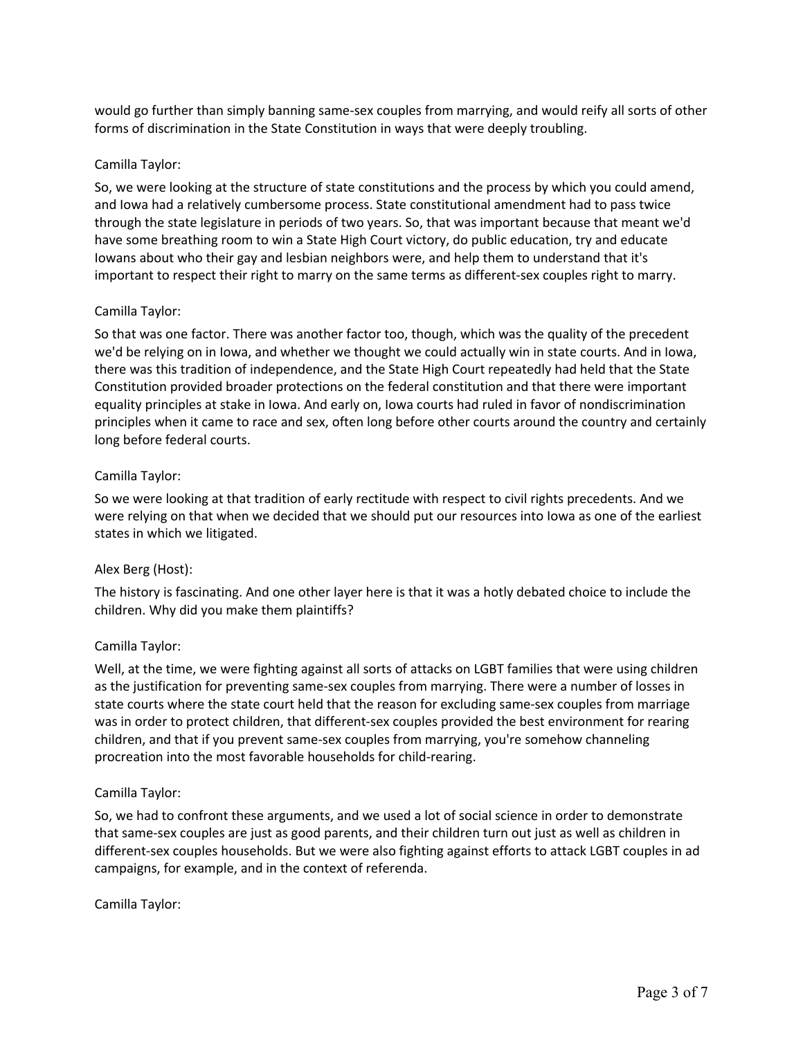would go further than simply banning same-sex couples from marrying, and would reify all sorts of other forms of discrimination in the State Constitution in ways that were deeply troubling.

Camilla Taylor:

So, we were looking at the structure of state constitutions and the process by which you could amend, and Iowa had a relatively cumbersome process. State constitutional amendment had to pass twice through the state legislature in periods of two years. So, that was important because that meant we'd have some breathing room to win a State High Court victory, do public education, try and educate Iowans about who their gay and lesbian neighbors were, and help them to understand that it's important to respect their right to marry on the same terms as different-sex couples right to marry.

Camilla Taylor:

So that was one factor. There was another factor too, though, which was the quality of the precedent we'd be relying on in Iowa, and whether we thought we could actually win in state courts. And in Iowa, there was this tradition of independence, and the State High Court repeatedly had held that the State Constitution provided broader protections on the federal constitution and that there were important equality principles at stake in Iowa. And early on, Iowa courts had ruled in favor of nondiscrimination principles when it came to race and sex, often long before other courts around the country and certainly long before federal courts.

Camilla Taylor:

So we were looking at that tradition of early rectitude with respect to civil rights precedents. And we were relying on that when we decided that we should put our resources into Iowa as one of the earliest states in which we litigated.

Alex Berg (Host):

The history is fascinating. And one other layer here is that it was a hotly debated choice to include the children. Why did you make them plaintiffs?

Camilla Taylor:

Well, at the time, we were fighting against all sorts of attacks on LGBT families that were using children as the justification for preventing same-sex couples from marrying. There were a number of losses in state courts where the state court held that the reason for excluding same-sex couples from marriage was in order to protect children, that different-sex couples provided the best environment for rearing children, and that if you prevent same-sex couples from marrying, you're somehow channeling procreation into the most favorable households for child-rearing.

Camilla Taylor:

So, we had to confront these arguments, and we used a lot of social science in order to demonstrate that same-sex couples are just as good parents, and their children turn out just as well as children in different-sex couples households. But we were also fighting against efforts to attack LGBT couples in ad campaigns, for example, and in the context of referenda.

Camilla Taylor: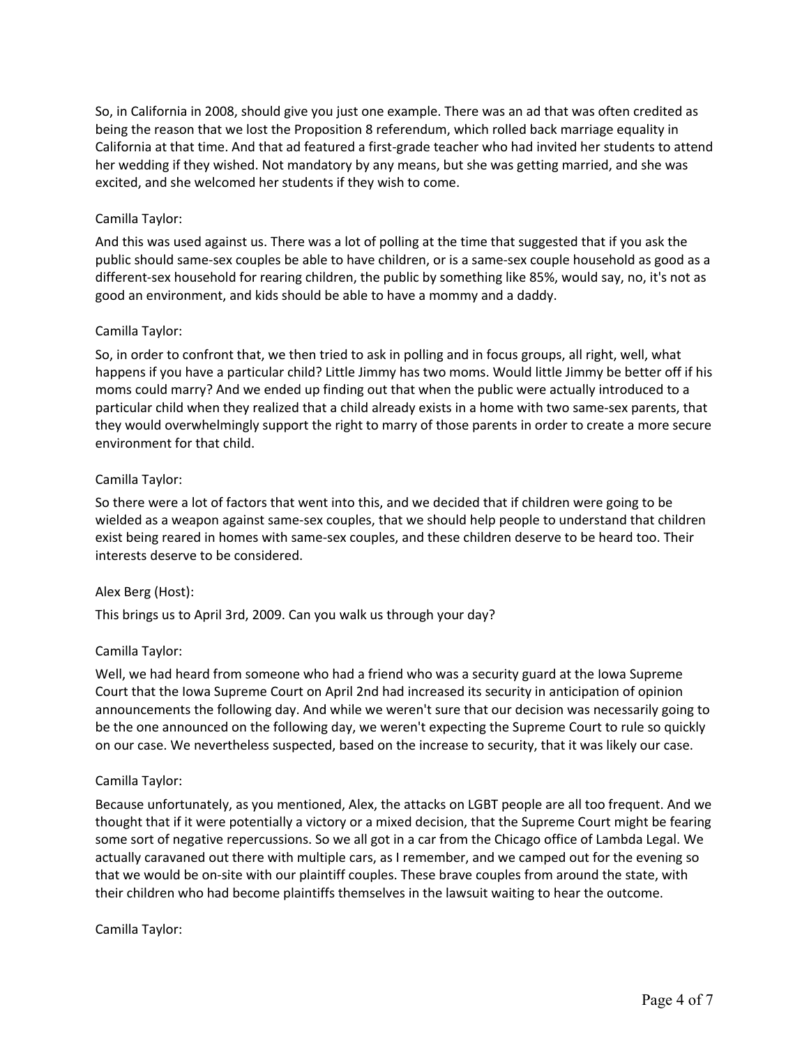So, in California in 2008, should give you just one example. There was an ad that was often credited as being the reason that we lost the Proposition 8 referendum, which rolled back marriage equality in California at that time. And that ad featured a first-grade teacher who had invited her students to attend her wedding if they wished. Not mandatory by any means, but she was getting married, and she was excited, and she welcomed her students if they wish to come.

Camilla Taylor:

And this was used against us. There was a lot of polling at the time that suggested that if you ask the public should same-sex couples be able to have children, or is a same-sex couple household as good as a different-sex household for rearing children, the public by something like 85%, would say, no, it's not as good an environment, and kids should be able to have a mommy and a daddy.

Camilla Taylor:

So, in order to confront that, we then tried to ask in polling and in focus groups, all right, well, what happens if you have a particular child? Little Jimmy has two moms. Would little Jimmy be better off if his moms could marry? And we ended up finding out that when the public were actually introduced to a particular child when they realized that a child already exists in a home with two same-sex parents, that they would overwhelmingly support the right to marry of those parents in order to create a more secure environment for that child.

Camilla Taylor:

So there were a lot of factors that went into this, and we decided that if children were going to be wielded as a weapon against same-sex couples, that we should help people to understand that children exist being reared in homes with same-sex couples, and these children deserve to be heard too. Their interests deserve to be considered.

Alex Berg (Host):

This brings us to April 3rd, 2009. Can you walk us through your day?

Camilla Taylor:

Well, we had heard from someone who had a friend who was a security guard at the Iowa Supreme Court that the Iowa Supreme Court on April 2nd had increased its security in anticipation of opinion announcements the following day. And while we weren't sure that our decision was necessarily going to be the one announced on the following day, we weren't expecting the Supreme Court to rule so quickly on our case. We nevertheless suspected, based on the increase to security, that it was likely our case.

Camilla Taylor:

Because unfortunately, as you mentioned, Alex, the attacks on LGBT people are all too frequent. And we thought that if it were potentially a victory or a mixed decision, that the Supreme Court might be fearing some sort of negative repercussions. So we all got in a car from the Chicago office of Lambda Legal. We actually caravaned out there with multiple cars, as I remember, and we camped out for the evening so that we would be on-site with our plaintiff couples. These brave couples from around the state, with their children who had become plaintiffs themselves in the lawsuit waiting to hear the outcome.

Camilla Taylor: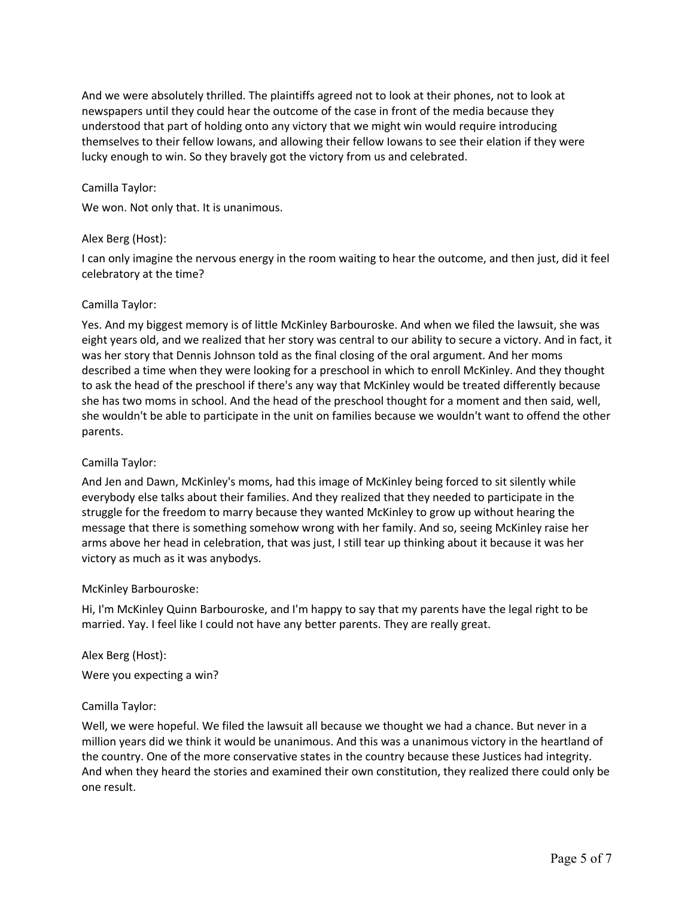And we were absolutely thrilled. The plaintiffs agreed not to look at their phones, not to look at newspapers until they could hear the outcome of the case in front of the media because they understood that part of holding onto any victory that we might win would require introducing themselves to their fellow Iowans, and allowing their fellow Iowans to see their elation if they were lucky enough to win. So they bravely got the victory from us and celebrated.

Camilla Taylor:

We won. Not only that. It is unanimous.

Alex Berg (Host):

I can only imagine the nervous energy in the room waiting to hear the outcome, and then just, did it feel celebratory at the time?

Camilla Taylor:

Yes. And my biggest memory is of little McKinley Barbouroske. And when we filed the lawsuit, she was eight years old, and we realized that her story was central to our ability to secure a victory. And in fact, it was her story that Dennis Johnson told as the final closing of the oral argument. And her moms described a time when they were looking for a preschool in which to enroll McKinley. And they thought to ask the head of the preschool if there's any way that McKinley would be treated differently because she has two moms in school. And the head of the preschool thought for a moment and then said, well, she wouldn't be able to participate in the unit on families because we wouldn't want to offend the other parents.

Camilla Taylor:

And Jen and Dawn, McKinley's moms, had this image of McKinley being forced to sit silently while everybody else talks about their families. And they realized that they needed to participate in the struggle for the freedom to marry because they wanted McKinley to grow up without hearing the message that there is something somehow wrong with her family. And so, seeing McKinley raise her arms above her head in celebration, that was just, I still tear up thinking about it because it was her victory as much as it was anybodys.

McKinley Barbouroske:

Hi, I'm McKinley Quinn Barbouroske, and I'm happy to say that my parents have the legal right to be married. Yay. I feel like I could not have any better parents. They are really great.

Alex Berg (Host):

Were you expecting a win?

Camilla Taylor:

Well, we were hopeful. We filed the lawsuit all because we thought we had a chance. But never in a million years did we think it would be unanimous. And this was a unanimous victory in the heartland of the country. One of the more conservative states in the country because these Justices had integrity. And when they heard the stories and examined their own constitution, they realized there could only be one result.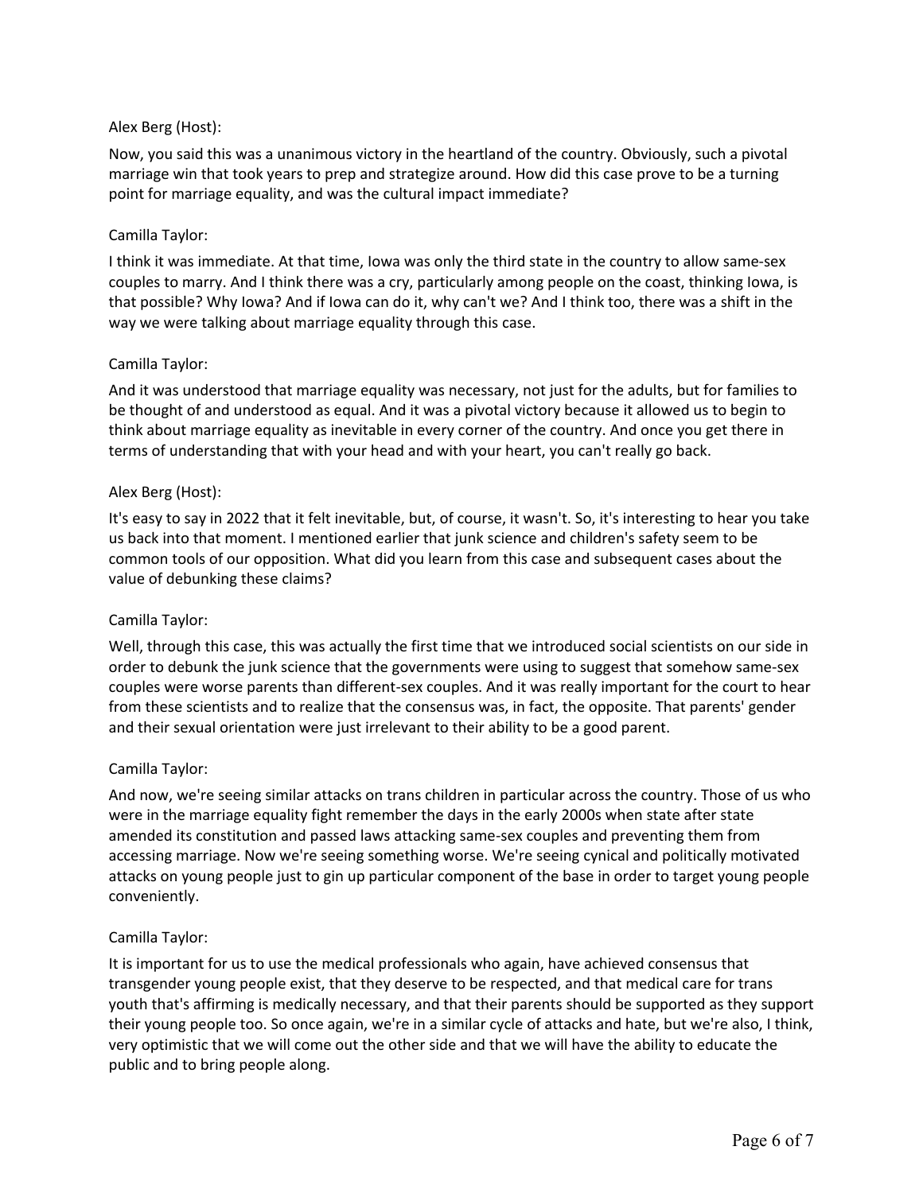Alex Berg (Host):

Now, you said this was a unanimous victory in the heartland of the country. Obviously, such a pivotal marriage win that took years to prep and strategize around. How did this case prove to be a turning point for marriage equality, and was the cultural impact immediate?

Camilla Taylor:

I think it was immediate. At that time, Iowa was only the third state in the country to allow same-sex couples to marry. And I think there was a cry, particularly among people on the coast, thinking Iowa, is that possible? Why Iowa? And if Iowa can do it, why can't we? And I think too, there was a shift in the way we were talking about marriage equality through this case.

Camilla Taylor:

And it was understood that marriage equality was necessary, not just for the adults, but for families to be thought of and understood as equal. And it was a pivotal victory because it allowed us to begin to think about marriage equality as inevitable in every corner of the country. And once you get there in terms of understanding that with your head and with your heart, you can't really go back.

Alex Berg (Host):

It's easy to say in 2022 that it felt inevitable, but, of course, it wasn't. So, it's interesting to hear you take us back into that moment. I mentioned earlier that junk science and children's safety seem to be common tools of our opposition. What did you learn from this case and subsequent cases about the value of debunking these claims?

Camilla Taylor:

Well, through this case, this was actually the first time that we introduced social scientists on our side in order to debunk the junk science that the governments were using to suggest that somehow same-sex couples were worse parents than different-sex couples. And it was really important for the court to hear from these scientists and to realize that the consensus was, in fact, the opposite. That parents' gender and their sexual orientation were just irrelevant to their ability to be a good parent.

Camilla Taylor:

And now, we're seeing similar attacks on trans children in particular across the country. Those of us who were in the marriage equality fight remember the days in the early 2000s when state after state amended its constitution and passed laws attacking same-sex couples and preventing them from accessing marriage. Now we're seeing something worse. We're seeing cynical and politically motivated attacks on young people just to gin up particular component of the base in order to target young people conveniently.

Camilla Taylor:

It is important for us to use the medical professionals who again, have achieved consensus that transgender young people exist, that they deserve to be respected, and that medical care for trans youth that's affirming is medically necessary, and that their parents should be supported as they support their young people too. So once again, we're in a similar cycle of attacks and hate, but we're also, I think, very optimistic that we will come out the other side and that we will have the ability to educate the public and to bring people along.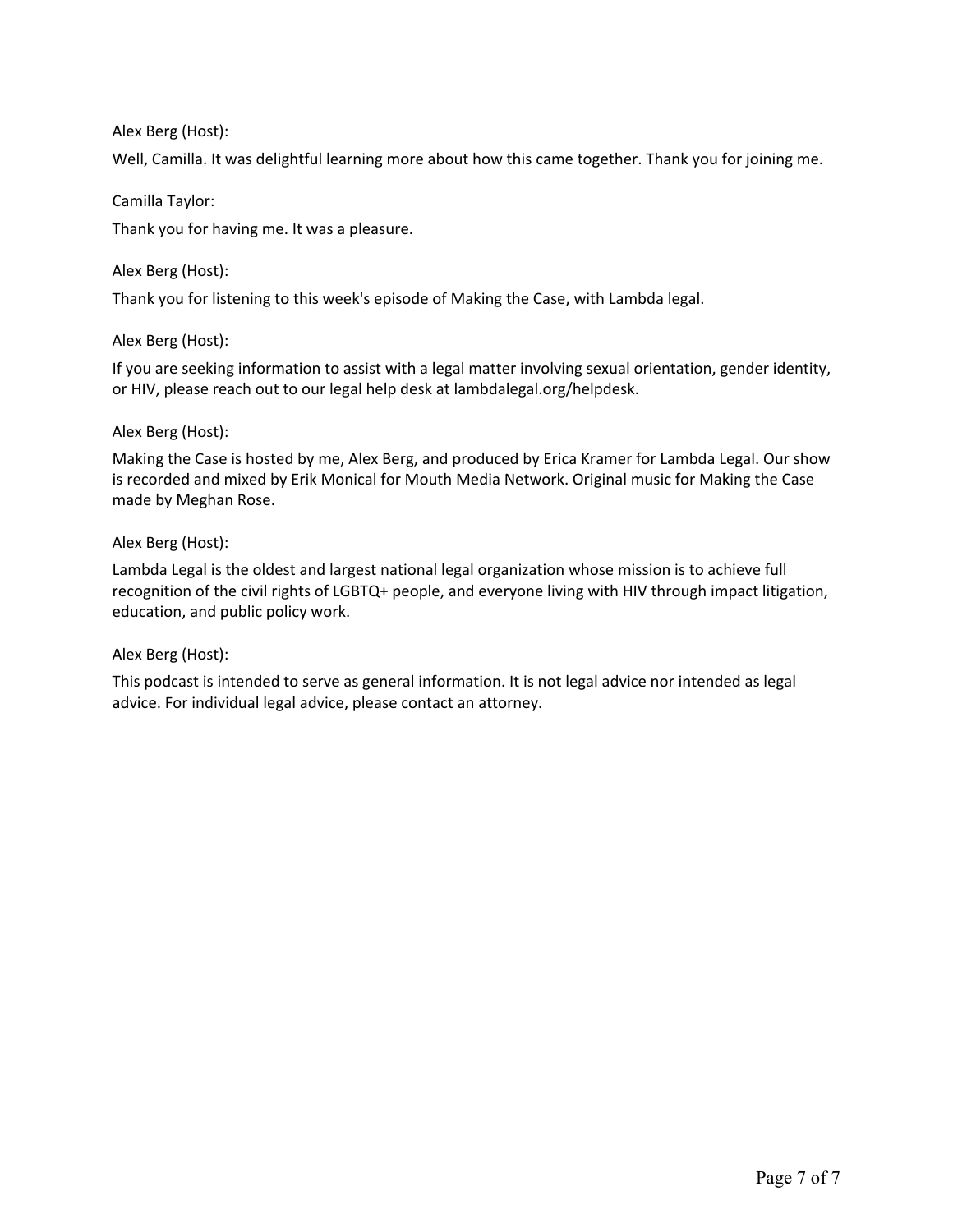Alex Berg (Host):

Well, Camilla. It was delightful learning more about how this came together. Thank you for joining me.

Camilla Taylor:

Thank you for having me. It was a pleasure.

Alex Berg (Host):

Thank you for listening to this week's episode of Making the Case, with Lambda legal.

Alex Berg (Host):

If you are seeking information to assist with a legal matter involving sexual orientation, gender identity, or HIV, please reach out to our legal help desk at lambdalegal.org/helpdesk.

Alex Berg (Host):

Making the Case is hosted by me, Alex Berg, and produced by Erica Kramer for Lambda Legal. Our show is recorded and mixed by Erik Monical for Mouth Media Network. Original music for Making the Case made by Meghan Rose.

Alex Berg (Host):

Lambda Legal is the oldest and largest national legal organization whose mission is to achieve full recognition of the civil rights of LGBTQ+ people, and everyone living with HIV through impact litigation, education, and public policy work.

Alex Berg (Host):

This podcast is intended to serve as general information. It is not legal advice nor intended as legal advice. For individual legal advice, please contact an attorney.